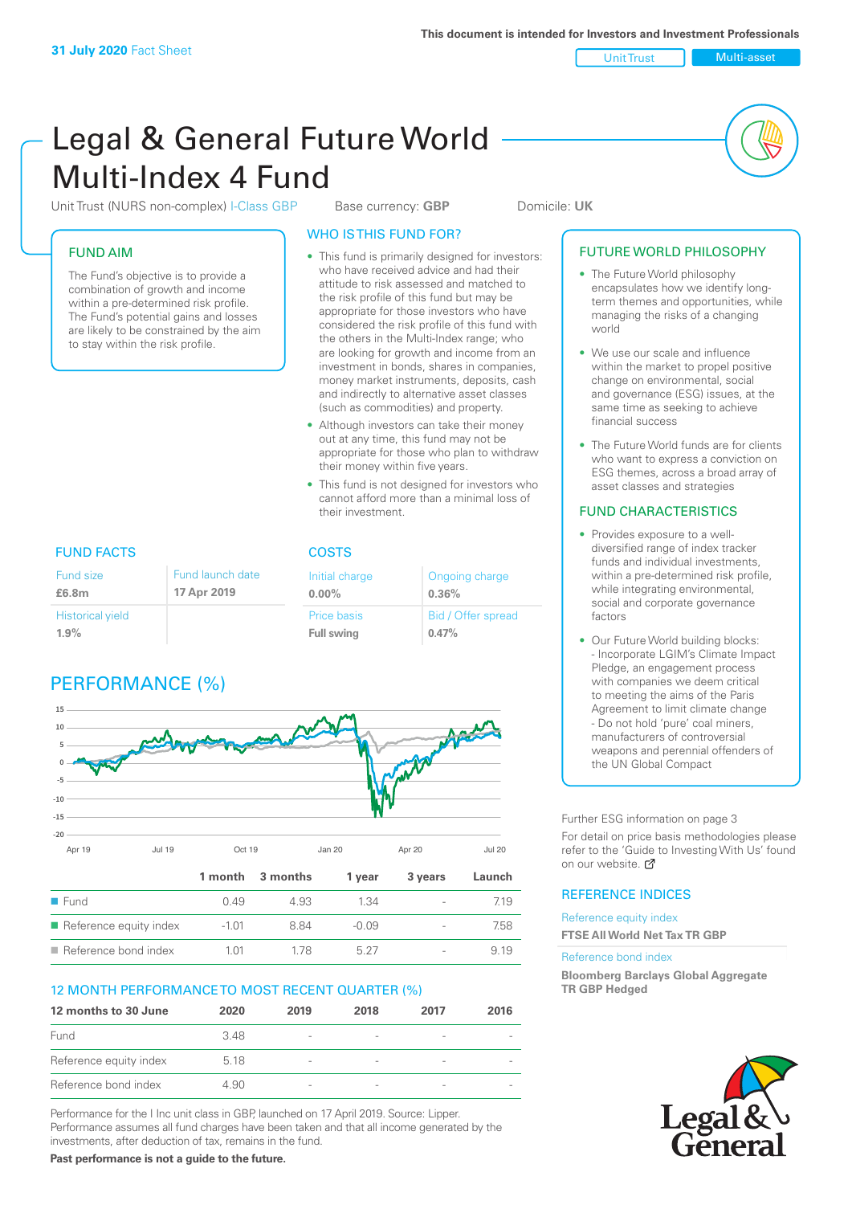**31 July 2020** Fact Sheet

This document is intended for Investors and Investment Professionals

Unit Trust | Multi-asset

# Legal & General Future World Multi-Index 4 Fund

Unit Trust (NURS non-complex) I-Class GBP  Base currency: **GBP**  Domicile: **UK**

## FUND AIM

The Fund's objective is to provide a combination of growth and income within a pre-determined risk profile. The Fund's potential gains and losses are likely to be constrained by the aim to stay within the risk profile.

## WHO IS THIS FUND FOR?

- This fund is primarily designed for investors: who have received advice and had their attitude to risk assessed and matched to the risk profile of this fund but may be appropriate for those investors who have considered the risk profile of this fund with the others in the Multi-Index range; who are looking for growth and income from an investment in bonds, shares in companies, money market instruments, deposits, cash and indirectly to alternative asset classes (such as commodities) and property.
- Although investors can take their money out at any time, this fund may not be appropriate for those who plan to withdraw their money within five years.
- This fund is not designed for investors who cannot afford more than a minimal loss of their investment.

## FUTURE WORLD PHILOSOPHY

- The Future World philosophy encapsulates how we identify long-term themes and opportunities, while managing the risks of a changing world
- We use our scale and influence within the market to propel positive change on environmental, social and governance (ESG) issues, at the same time as seeking to achieve financial success
- The Future World funds are for clients who want to express a conviction on ESG themes, across a broad array of asset classes and strategies

## FUND CHARACTERISTICS

- Provides exposure to a well-diversified range of index tracker funds and individual investments, within a pre-determined risk profile, while integrating environmental, social and corporate governance factors
- Our Future World building blocks:
  - Incorporate LGIM's Climate Impact Pledge, an engagement process with companies we deem critical to meeting the aims of the Paris Agreement to limit climate change
  - Do not hold 'pure' coal miners, manufacturers of controversial weapons and perennial offenders of the UN Global Compact

## FUND FACTS

| Fund size | Fund launch date |
|---|---|
| **£6.8m** | **17 Apr 2019** |
| Historical yield | |
| **1.9%** | |

## COSTS

| Initial charge | Ongoing charge |
|---|---|
| **0.00%** | **0.36%** |
| Price basis | Bid / Offer spread |
| **Full swing** | **0.47%** |

## PERFORMANCE (%)

| | 1 month | 3 months | 1 year | 3 years | Launch |
|---|---|---|---|---|---|
| Fund | 0.49 | 4.93 | 1.34 | - | 7.19 |
| Reference equity index | -1.01 | 8.84 | -0.09 | - | 7.58 |
| Reference bond index | 1.01 | 1.78 | 5.27 | - | 9.19 |

## 12 MONTH PERFORMANCE TO MOST RECENT QUARTER (%)

| 12 months to 30 June | 2020 | 2019 | 2018 | 2017 | 2016 |
|---|---|---|---|---|---|
| Fund | 3.48 | - | - | - | - |
| Reference equity index | 5.18 | - | - | - | - |
| Reference bond index | 4.90 | - | - | - | - |

Performance for the I Inc unit class in GBP, launched on 17 April 2019. Source: Lipper. Performance assumes all fund charges have been taken and that all income generated by the investments, after deduction of tax, remains in the fund.

**Past performance is not a guide to the future.**

Further ESG information on page 3

For detail on price basis methodologies please refer to the 'Guide to Investing With Us' found on our website.

## REFERENCE INDICES

Reference equity index
**FTSE All World Net Tax TR GBP**

Reference bond index
**Bloomberg Barclays Global Aggregate TR GBP Hedged**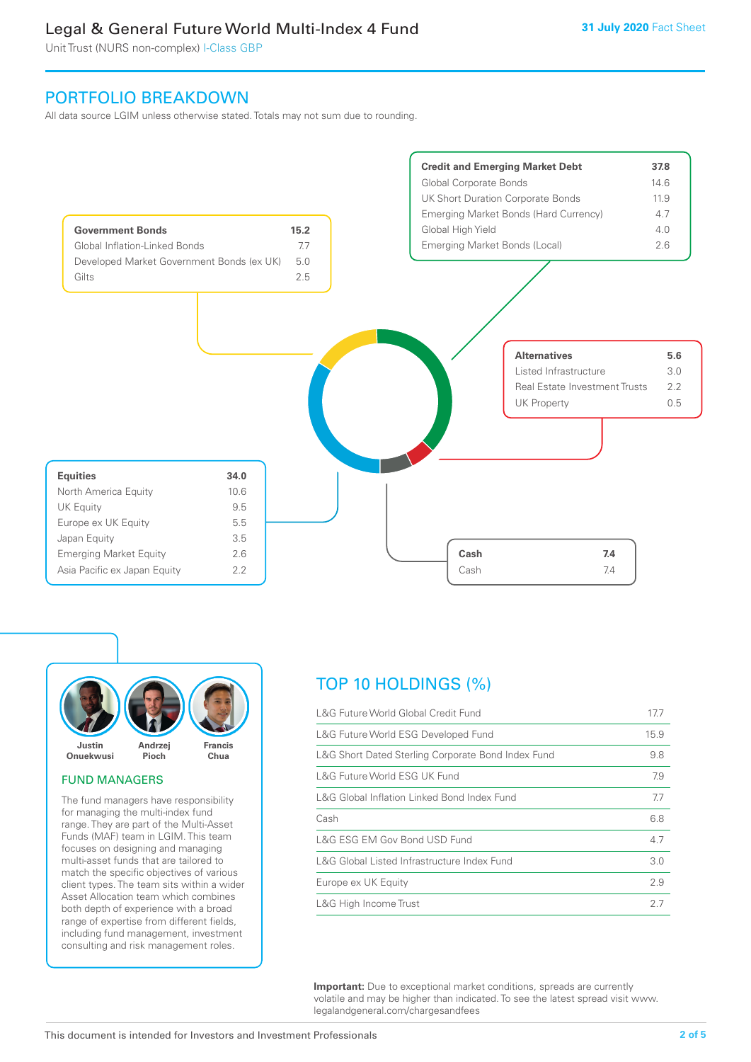## PORTFOLIO BREAKDOWN

All data source LGIM unless otherwise stated. Totals may not sum due to rounding.

| Government Bonds | 15.2 |
|---|---|
| Global Inflation-Linked Bonds | 7.7 |
| Developed Market Government Bonds (ex UK) | 5.0 |
| Gilts | 2.5 |

| Credit and Emerging Market Debt | 37.8 |
|---|---|
| Global Corporate Bonds | 14.6 |
| UK Short Duration Corporate Bonds | 11.9 |
| Emerging Market Bonds (Hard Currency) | 4.7 |
| Global High Yield | 4.0 |
| Emerging Market Bonds (Local) | 2.6 |

| Alternatives | 5.6 |
|---|---|
| Listed Infrastructure | 3.0 |
| Real Estate Investment Trusts | 2.2 |
| UK Property | 0.5 |

| Equities | 34.0 |
|---|---|
| North America Equity | 10.6 |
| UK Equity | 9.5 |
| Europe ex UK Equity | 5.5 |
| Japan Equity | 3.5 |
| Emerging Market Equity | 2.6 |
| Asia Pacific ex Japan Equity | 2.2 |

| Cash | 7.4 |
|---|---|
| Cash | 7.4 |

Justin Onuekwusi, Andrzej Pioch, Francis Chua

### FUND MANAGERS

The fund managers have responsibility for managing the multi-index fund range. They are part of the Multi-Asset Funds (MAF) team in LGIM. This team focuses on designing and managing multi-asset funds that are tailored to match the specific objectives of various client types. The team sits within a wider Asset Allocation team which combines both depth of experience with a broad range of expertise from different fields, including fund management, investment consulting and risk management roles.

## TOP 10 HOLDINGS (%)

| Holding | % |
|---|---|
| L&G Future World Global Credit Fund | 17.7 |
| L&G Future World ESG Developed Fund | 15.9 |
| L&G Short Dated Sterling Corporate Bond Index Fund | 9.8 |
| L&G Future World ESG UK Fund | 7.9 |
| L&G Global Inflation Linked Bond Index Fund | 7.7 |
| Cash | 6.8 |
| L&G ESG EM Gov Bond USD Fund | 4.7 |
| L&G Global Listed Infrastructure Index Fund | 3.0 |
| Europe ex UK Equity | 2.9 |
| L&G High Income Trust | 2.7 |

**Important:** Due to exceptional market conditions, spreads are currently volatile and may be higher than indicated. To see the latest spread visit www.legalandgeneral.com/chargesandfees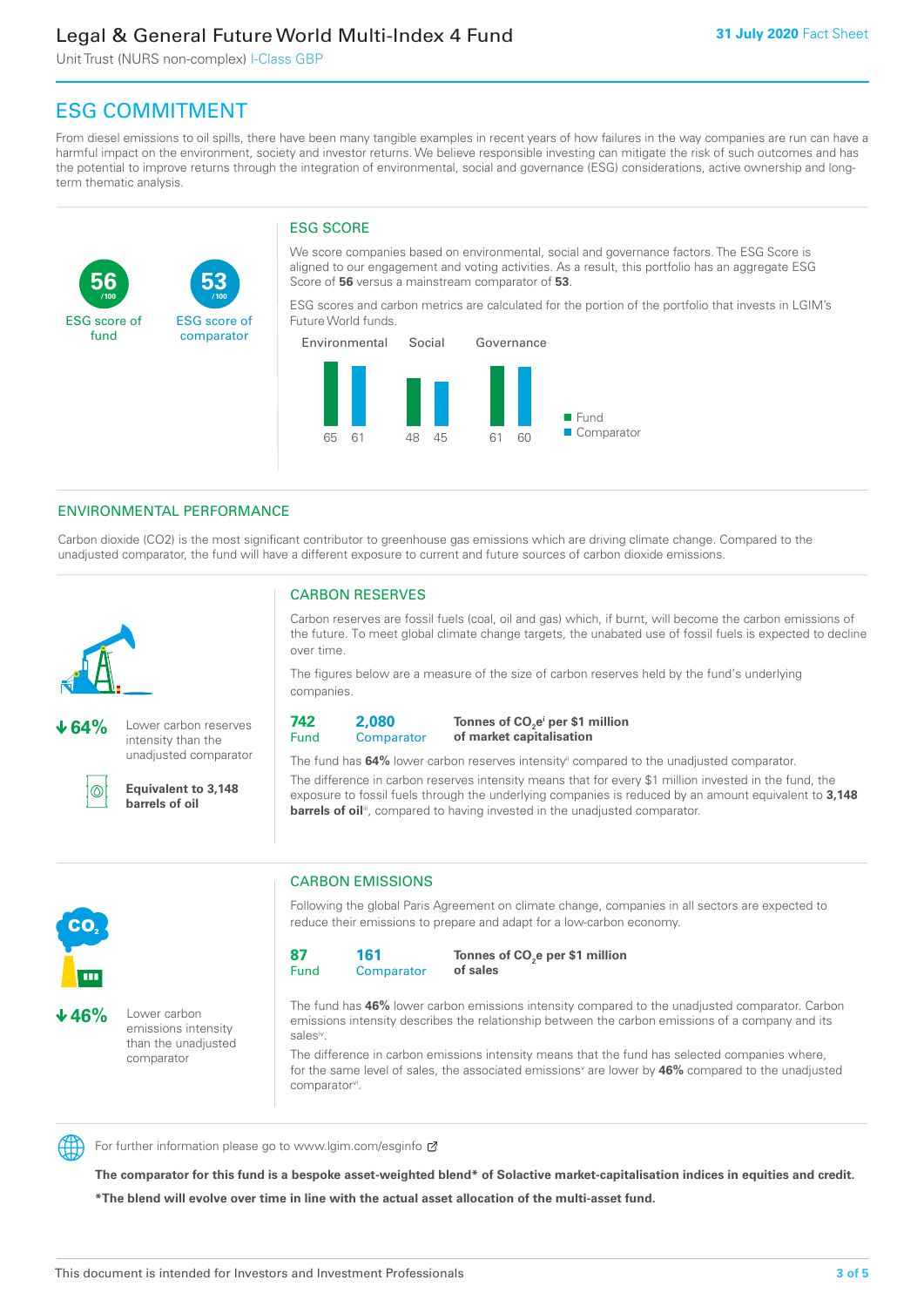# ESG COMMITMENT

From diesel emissions to oil spills, there have been many tangible examples in recent years of how failures in the way companies are run can have a harmful impact on the environment, society and investor returns. We believe responsible investing can mitigate the risk of such outcomes and has the potential to improve returns through the integration of environmental, social and governance (ESG) considerations, active ownership and long-term thematic analysis.

**56** /100 ESG score of fund

**53** /100 ESG score of comparator

## ESG SCORE

We score companies based on environmental, social and governance factors. The ESG Score is aligned to our engagement and voting activities. As a result, this portfolio has an aggregate ESG Score of **56** versus a mainstream comparator of **53**.

ESG scores and carbon metrics are calculated for the portion of the portfolio that invests in LGIM's Future World funds.

| | Environmental | Social | Governance |
|---|---|---|---|
| Fund | 65 | 48 | 61 |
| Comparator | 61 | 45 | 60 |

## ENVIRONMENTAL PERFORMANCE

Carbon dioxide (CO2) is the most significant contributor to greenhouse gas emissions which are driving climate change. Compared to the unadjusted comparator, the fund will have a different exposure to current and future sources of carbon dioxide emissions.

**↓64%** Lower carbon reserves intensity than the unadjusted comparator

**Equivalent to 3,148 barrels of oil**

### CARBON RESERVES

Carbon reserves are fossil fuels (coal, oil and gas) which, if burnt, will become the carbon emissions of the future. To meet global climate change targets, the unabated use of fossil fuels is expected to decline over time.

The figures below are a measure of the size of carbon reserves held by the fund's underlying companies.

**742** Fund | **2,080** Comparator | **Tonnes of $CO_2e$[i] per $1 million of market capitalisation**

The fund has **64%** lower carbon reserves intensity[ii] compared to the unadjusted comparator.

The difference in carbon reserves intensity means that for every $1 million invested in the fund, the exposure to fossil fuels through the underlying companies is reduced by an amount equivalent to **3,148 barrels of oil**[iii], compared to having invested in the unadjusted comparator.

**↓46%** Lower carbon emissions intensity than the unadjusted comparator

### CARBON EMISSIONS

Following the global Paris Agreement on climate change, companies in all sectors are expected to reduce their emissions to prepare and adapt for a low-carbon economy.

**87** Fund | **161** Comparator | **Tonnes of $CO_2e$ per $1 million of sales**

The fund has **46%** lower carbon emissions intensity compared to the unadjusted comparator. Carbon emissions intensity describes the relationship between the carbon emissions of a company and its sales[iv].

The difference in carbon emissions intensity means that the fund has selected companies where, for the same level of sales, the associated emissions[v] are lower by **46%** compared to the unadjusted comparator[vi].

For further information please go to www.lgim.com/esginfo

**The comparator for this fund is a bespoke asset-weighted blend* of Solactive market-capitalisation indices in equities and credit.**

***The blend will evolve over time in line with the actual asset allocation of the multi-asset fund.**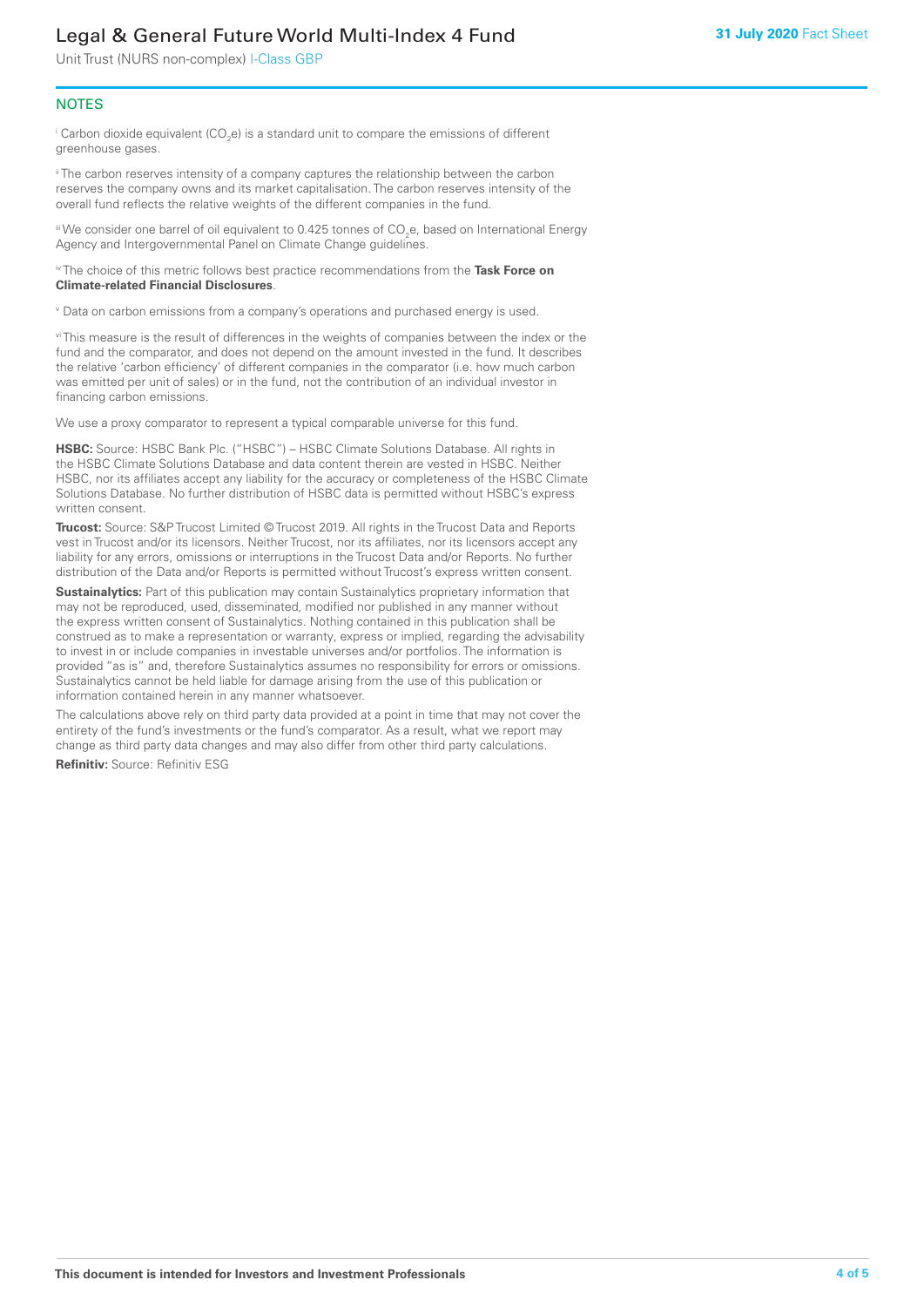## NOTES

[i] Carbon dioxide equivalent ($CO_2e$) is a standard unit to compare the emissions of different greenhouse gases.

[ii] The carbon reserves intensity of a company captures the relationship between the carbon reserves the company owns and its market capitalisation. The carbon reserves intensity of the overall fund reflects the relative weights of the different companies in the fund.

[iii] We consider one barrel of oil equivalent to 0.425 tonnes of $CO_2e$, based on International Energy Agency and Intergovernmental Panel on Climate Change guidelines.

[iv] The choice of this metric follows best practice recommendations from the **Task Force on Climate-related Financial Disclosures**.

[v] Data on carbon emissions from a company's operations and purchased energy is used.

[vi] This measure is the result of differences in the weights of companies between the index or the fund and the comparator, and does not depend on the amount invested in the fund. It describes the relative 'carbon efficiency' of different companies in the comparator (i.e. how much carbon was emitted per unit of sales) or in the fund, not the contribution of an individual investor in financing carbon emissions.

We use a proxy comparator to represent a typical comparable universe for this fund.

**HSBC:** Source: HSBC Bank Plc. ("HSBC") – HSBC Climate Solutions Database. All rights in the HSBC Climate Solutions Database and data content therein are vested in HSBC. Neither HSBC, nor its affiliates accept any liability for the accuracy or completeness of the HSBC Climate Solutions Database. No further distribution of HSBC data is permitted without HSBC's express written consent.

**Trucost:** Source: S&P Trucost Limited © Trucost 2019. All rights in the Trucost Data and Reports vest in Trucost and/or its licensors. Neither Trucost, nor its affiliates, nor its licensors accept any liability for any errors, omissions or interruptions in the Trucost Data and/or Reports. No further distribution of the Data and/or Reports is permitted without Trucost's express written consent.

**Sustainalytics:** Part of this publication may contain Sustainalytics proprietary information that may not be reproduced, used, disseminated, modified nor published in any manner without the express written consent of Sustainalytics. Nothing contained in this publication shall be construed as to make a representation or warranty, express or implied, regarding the advisability to invest in or include companies in investable universes and/or portfolios. The information is provided "as is" and, therefore Sustainalytics assumes no responsibility for errors or omissions. Sustainalytics cannot be held liable for damage arising from the use of this publication or information contained herein in any manner whatsoever.

The calculations above rely on third party data provided at a point in time that may not cover the entirety of the fund's investments or the fund's comparator. As a result, what we report may change as third party data changes and may also differ from other third party calculations.

**Refinitiv:** Source: Refinitiv ESG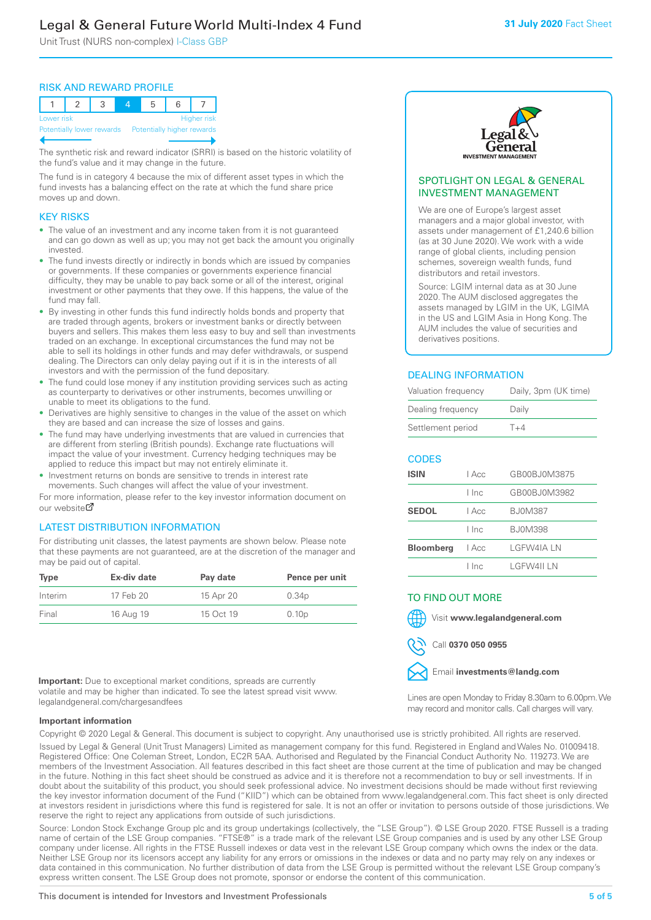# Legal & General Future World Multi-Index 4 Fund

Unit Trust (NURS non-complex) I-Class GBP

**31 July 2020** Fact Sheet

## RISK AND REWARD PROFILE

| 1 | 2 | 3 | 4 | 5 | 6 | 7 |
|---|---|---|---|---|---|---|

Lower risk — Higher risk

Potentially lower rewards — Potentially higher rewards

The synthetic risk and reward indicator (SRRI) is based on the historic volatility of the fund's value and it may change in the future.

The fund is in category 4 because the mix of different asset types in which the fund invests has a balancing effect on the rate at which the fund share price moves up and down.

## KEY RISKS

- The value of an investment and any income taken from it is not guaranteed and can go down as well as up; you may not get back the amount you originally invested.
- The fund invests directly or indirectly in bonds which are issued by companies or governments. If these companies or governments experience financial difficulty, they may be unable to pay back some or all of the interest, original investment or other payments that they owe. If this happens, the value of the fund may fall.
- By investing in other funds this fund indirectly holds bonds and property that are traded through agents, brokers or investment banks or directly between buyers and sellers. This makes them less easy to buy and sell than investments traded on an exchange. In exceptional circumstances the fund may not be able to sell its holdings in other funds and may defer withdrawals, or suspend dealing. The Directors can only delay paying out if it is in the interests of all investors and with the permission of the fund depositary.
- The fund could lose money if any institution providing services such as acting as counterparty to derivatives or other instruments, becomes unwilling or unable to meet its obligations to the fund.
- Derivatives are highly sensitive to changes in the value of the asset on which they are based and can increase the size of losses and gains.
- The fund may have underlying investments that are valued in currencies that are different from sterling (British pounds). Exchange rate fluctuations will impact the value of your investment. Currency hedging techniques may be applied to reduce this impact but may not entirely eliminate it.
- Investment returns on bonds are sensitive to trends in interest rate movements. Such changes will affect the value of your investment.

For more information, please refer to the key investor information document on our website

## LATEST DISTRIBUTION INFORMATION

For distributing unit classes, the latest payments are shown below. Please note that these payments are not guaranteed, are at the discretion of the manager and may be paid out of capital.

| Type | Ex-div date | Pay date | Pence per unit |
|---|---|---|---|
| Interim | 17 Feb 20 | 15 Apr 20 | 0.34p |
| Final | 16 Aug 19 | 15 Oct 19 | 0.10p |

**Important:** Due to exceptional market conditions, spreads are currently volatile and may be higher than indicated. To see the latest spread visit www.legalandgeneral.com/chargesandfees

## SPOTLIGHT ON LEGAL & GENERAL INVESTMENT MANAGEMENT

We are one of Europe's largest asset managers and a major global investor, with assets under management of £1,240.6 billion (as at 30 June 2020). We work with a wide range of global clients, including pension schemes, sovereign wealth funds, fund distributors and retail investors.

Source: LGIM internal data as at 30 June 2020. The AUM disclosed aggregates the assets managed by LGIM in the UK, LGIMA in the US and LGIM Asia in Hong Kong. The AUM includes the value of securities and derivatives positions.

## DEALING INFORMATION

| | |
|---|---|
| Valuation frequency | Daily, 3pm (UK time) |
| Dealing frequency | Daily |
| Settlement period | T+4 |

## CODES

| | | |
|---|---|---|
| **ISIN** | I Acc | GB00BJ0M3875 |
| | I Inc | GB00BJ0M3982 |
| **SEDOL** | I Acc | BJ0M387 |
| | I Inc | BJ0M398 |
| **Bloomberg** | I Acc | LGFW4IA LN |
| | I Inc | LGFW4II LN |

## TO FIND OUT MORE

Visit **www.legalandgeneral.com**

Call **0370 050 0955**

Email **investments@landg.com**

Lines are open Monday to Friday 8.30am to 6.00pm. We may record and monitor calls. Call charges will vary.

### Important information

Copyright © 2020 Legal & General. This document is subject to copyright. Any unauthorised use is strictly prohibited. All rights are reserved.

Issued by Legal & General (Unit Trust Managers) Limited as management company for this fund. Registered in England and Wales No. 01009418. Registered Office: One Coleman Street, London, EC2R 5AA. Authorised and Regulated by the Financial Conduct Authority No. 119273. We are members of the Investment Association. All features described in this fact sheet are those current at the time of publication and may be changed in the future. Nothing in this fact sheet should be construed as advice and it is therefore not a recommendation to buy or sell investments. If in doubt about the suitability of this product, you should seek professional advice. No investment decisions should be made without first reviewing the key investor information document of the Fund ("KIID") which can be obtained from www.legalandgeneral.com. This fact sheet is only directed at investors resident in jurisdictions where this fund is registered for sale. It is not an offer or invitation to persons outside of those jurisdictions. We reserve the right to reject any applications from outside of such jurisdictions.

Source: London Stock Exchange Group plc and its group undertakings (collectively, the "LSE Group"). © LSE Group 2020. FTSE Russell is a trading name of certain of the LSE Group companies. "FTSE®" is a trade mark of the relevant LSE Group companies and is used by any other LSE Group company under license. All rights in the FTSE Russell indexes or data vest in the relevant LSE Group company which owns the index or the data. Neither LSE Group nor its licensors accept any liability for any errors or omissions in the indexes or data and no party may rely on any indexes or data contained in this communication. No further distribution of data from the LSE Group is permitted without the relevant LSE Group company's express written consent. The LSE Group does not promote, sponsor or endorse the content of this communication.

This document is intended for Investors and Investment Professionals